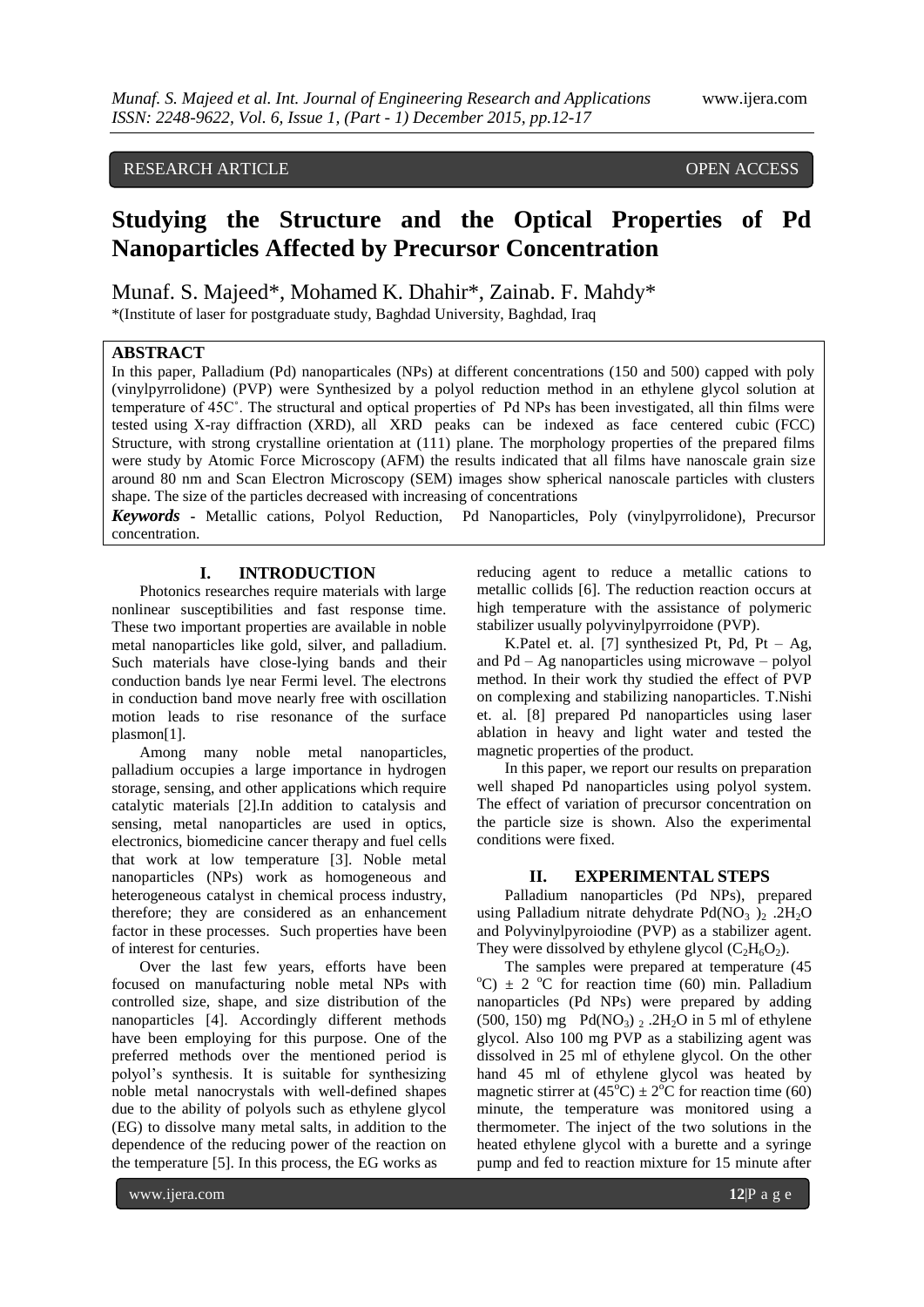RESEARCH ARTICLE OPEN ACCESS

# Studying the Structure and the Optical Properties of Pd Nanoparticles Affected by Precursor Concentration

Munaf. S. Majeed*, Mohamed K. Dhahir*, Zainab. F. Mahdy*

*(Institute of laser for postgraduate study, Baghdad University, Baghdad, Iraq

## ABSTRACT

In this paper, Palladium (Pd) nanoparticales (NPs) at different concentrations (150 and 500) capped with poly (vinylpyrrolidone) (PVP) were Synthesized by a polyol reduction method in an ethylene glycol solution at temperature of 45C˚. The structural and optical properties of Pd NPs has been investigated, all thin films were tested using X-ray diffraction (XRD), all XRD peaks can be indexed as face centered cubic (FCC) Structure, with strong crystalline orientation at (111) plane. The morphology properties of the prepared films were study by Atomic Force Microscopy (AFM) the results indicated that all films have nanoscale grain size around 80 nm and Scan Electron Microscopy (SEM) images show spherical nanoscale particles with clusters shape. The size of the particles decreased with increasing of concentrations

***Keywords*** - Metallic cations, Polyol Reduction, Pd Nanoparticles, Poly (vinylpyrrolidone), Precursor concentration.

## I. INTRODUCTION

Photonics researches require materials with large nonlinear susceptibilities and fast response time. These two important properties are available in noble metal nanoparticles like gold, silver, and palladium. Such materials have close-lying bands and their conduction bands lye near Fermi level. The electrons in conduction band move nearly free with oscillation motion leads to rise resonance of the surface plasmon[1].

Among many noble metal nanoparticles, palladium occupies a large importance in hydrogen storage, sensing, and other applications which require catalytic materials [2].In addition to catalysis and sensing, metal nanoparticles are used in optics, electronics, biomedicine cancer therapy and fuel cells that work at low temperature [3]. Noble metal nanoparticles (NPs) work as homogeneous and heterogeneous catalyst in chemical process industry, therefore; they are considered as an enhancement factor in these processes. Such properties have been of interest for centuries.

Over the last few years, efforts have been focused on manufacturing noble metal NPs with controlled size, shape, and size distribution of the nanoparticles [4]. Accordingly different methods have been employing for this purpose. One of the preferred methods over the mentioned period is polyol's synthesis. It is suitable for synthesizing noble metal nanocrystals with well-defined shapes due to the ability of polyols such as ethylene glycol (EG) to dissolve many metal salts, in addition to the dependence of the reducing power of the reaction on the temperature [5]. In this process, the EG works as reducing agent to reduce a metallic cations to metallic collids [6]. The reduction reaction occurs at high temperature with the assistance of polymeric stabilizer usually polyvinylpyrroidone (PVP).

K.Patel et. al. [7] synthesized Pt, Pd, Pt – Ag, and Pd – Ag nanoparticles using microwave – polyol method. In their work thy studied the effect of PVP on complexing and stabilizing nanoparticles. T.Nishi et. al. [8] prepared Pd nanoparticles using laser ablation in heavy and light water and tested the magnetic properties of the product.

In this paper, we report our results on preparation well shaped Pd nanoparticles using polyol system. The effect of variation of precursor concentration on the particle size is shown. Also the experimental conditions were fixed.

## II. EXPERIMENTAL STEPS

Palladium nanoparticles (Pd NPs), prepared using Palladium nitrate dehydrate $Pd(NO_3)_2.2H_2O$ and Polyvinylpyroiodine (PVP) as a stabilizer agent. They were dissolved by ethylene glycol ($C_2H_6O_2$).

The samples were prepared at temperature (45 $^oC$) $\pm$ 2 $^oC$ for reaction time (60) min. Palladium nanoparticles (Pd NPs) were prepared by adding (500, 150) mg $Pd(NO_3)_2.2H_2O$ in 5 ml of ethylene glycol. Also 100 mg PVP as a stabilizing agent was dissolved in 25 ml of ethylene glycol. On the other hand 45 ml of ethylene glycol was heated by magnetic stirrer at ($45^oC$) $\pm$ $2^oC$ for reaction time (60) minute, the temperature was monitored using a thermometer. The inject of the two solutions in the heated ethylene glycol with a burette and a syringe pump and fed to reaction mixture for 15 minute after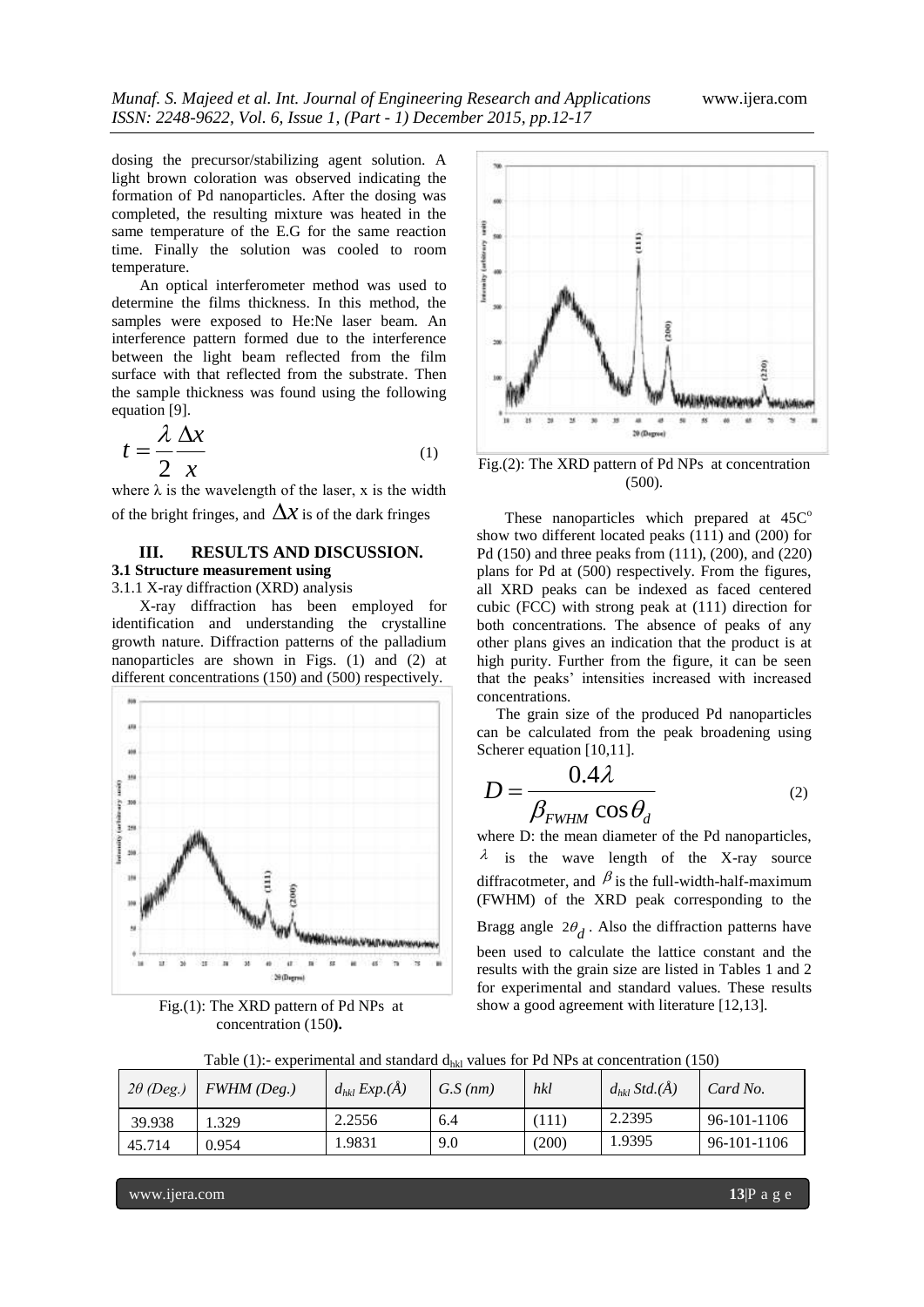dosing the precursor/stabilizing agent solution. A light brown coloration was observed indicating the formation of Pd nanoparticles. After the dosing was completed, the resulting mixture was heated in the same temperature of the E.G for the same reaction time. Finally the solution was cooled to room temperature.

An optical interferometer method was used to determine the films thickness. In this method, the samples were exposed to He:Ne laser beam. An interference pattern formed due to the interference between the light beam reflected from the film surface with that reflected from the substrate. Then the sample thickness was found using the following equation [9].

$$t = \frac{\lambda}{2} \frac{\Delta x}{x} \quad (1)$$

where $\lambda$ is the wavelength of the laser, x is the width of the bright fringes, and $\Delta x$ is of the dark fringes

## III. RESULTS AND DISCUSSION.

### 3.1 Structure measurement using

3.1.1 X-ray diffraction (XRD) analysis

X-ray diffraction has been employed for identification and understanding the crystalline growth nature. Diffraction patterns of the palladium nanoparticles are shown in Figs. (1) and (2) at different concentrations (150) and (500) respectively.

Fig.(1): The XRD pattern of Pd NPs at concentration (150).

Fig.(2): The XRD pattern of Pd NPs at concentration (500).

These nanoparticles which prepared at 45C° show two different located peaks (111) and (200) for Pd (150) and three peaks from (111), (200), and (220) plans for Pd at (500) respectively. From the figures, all XRD peaks can be indexed as faced centered cubic (FCC) with strong peak at (111) direction for both concentrations. The absence of peaks of any other plans gives an indication that the product is at high purity. Further from the figure, it can be seen that the peaks' intensities increased with increased concentrations.

The grain size of the produced Pd nanoparticles can be calculated from the peak broadening using Scherer equation [10,11].

$$D = \frac{0.4\lambda}{\beta_{FWHM} \cos\theta_d} \quad (2)$$

where D: the mean diameter of the Pd nanoparticles, $\lambda$ is the wave length of the X-ray source diffracotmeter, and $\beta$ is the full-width-half-maximum (FWHM) of the XRD peak corresponding to the Bragg angle $2\theta_d$. Also the diffraction patterns have been used to calculate the lattice constant and the results with the grain size are listed in Tables 1 and 2 for experimental and standard values. These results show a good agreement with literature [12,13].

Table (1):- experimental and standard $d_{hkl}$ values for Pd NPs at concentration (150)

| *2θ (Deg.)* | *FWHM (Deg.)* | *$d_{hkl}$ Exp.(Å)* | *G.S (nm)* | *hkl* | *$d_{hkl}$ Std.(Å)* | *Card No.* |
|---|---|---|---|---|---|---|
| 39.938 | 1.329 | 2.2556 | 6.4 | (111) | 2.2395 | 96-101-1106 |
| 45.714 | 0.954 | 1.9831 | 9.0 | (200) | 1.9395 | 96-101-1106 |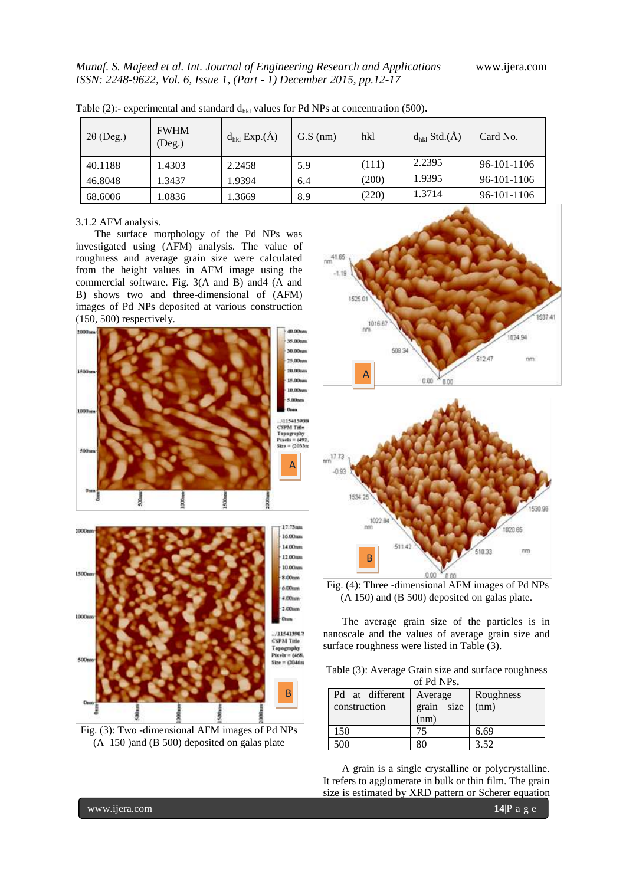Table (2):- experimental and standard $d_{hkl}$ values for Pd NPs at concentration (500).

| 2θ (Deg.) | FWHM (Deg.) | $d_{hkl}$ Exp.(Å) | G.S (nm) | hkl | $d_{hkl}$ Std.(Å) | Card No. |
|---|---|---|---|---|---|---|
| 40.1188 | 1.4303 | 2.2458 | 5.9 | (111) | 2.2395 | 96-101-1106 |
| 46.8048 | 1.3437 | 1.9394 | 6.4 | (200) | 1.9395 | 96-101-1106 |
| 68.6006 | 1.0836 | 1.3669 | 8.9 | (220) | 1.3714 | 96-101-1106 |

3.1.2 AFM analysis.

The surface morphology of the Pd NPs was investigated using (AFM) analysis. The value of roughness and average grain size were calculated from the height values in AFM image using the commercial software. Fig. 3(A and B) and4 (A and B) shows two and three-dimensional of (AFM) images of Pd NPs deposited at various construction (150, 500) respectively.

Fig. (3): Two -dimensional AFM images of Pd NPs (A 150 )and (B 500) deposited on galas plate

Fig. (4): Three -dimensional AFM images of Pd NPs (A 150) and (B 500) deposited on galas plate.

The average grain size of the particles is in nanoscale and the values of average grain size and surface roughness were listed in Table (3).

Table (3): Average Grain size and surface roughness of Pd NPs.

| Pd at different construction | Average grain size (nm) | Roughness (nm) |
|---|---|---|
| 150 | 75 | 6.69 |
| 500 | 80 | 3.52 |

A grain is a single crystalline or polycrystalline. It refers to agglomerate in bulk or thin film. The grain size is estimated by XRD pattern or Scherer equation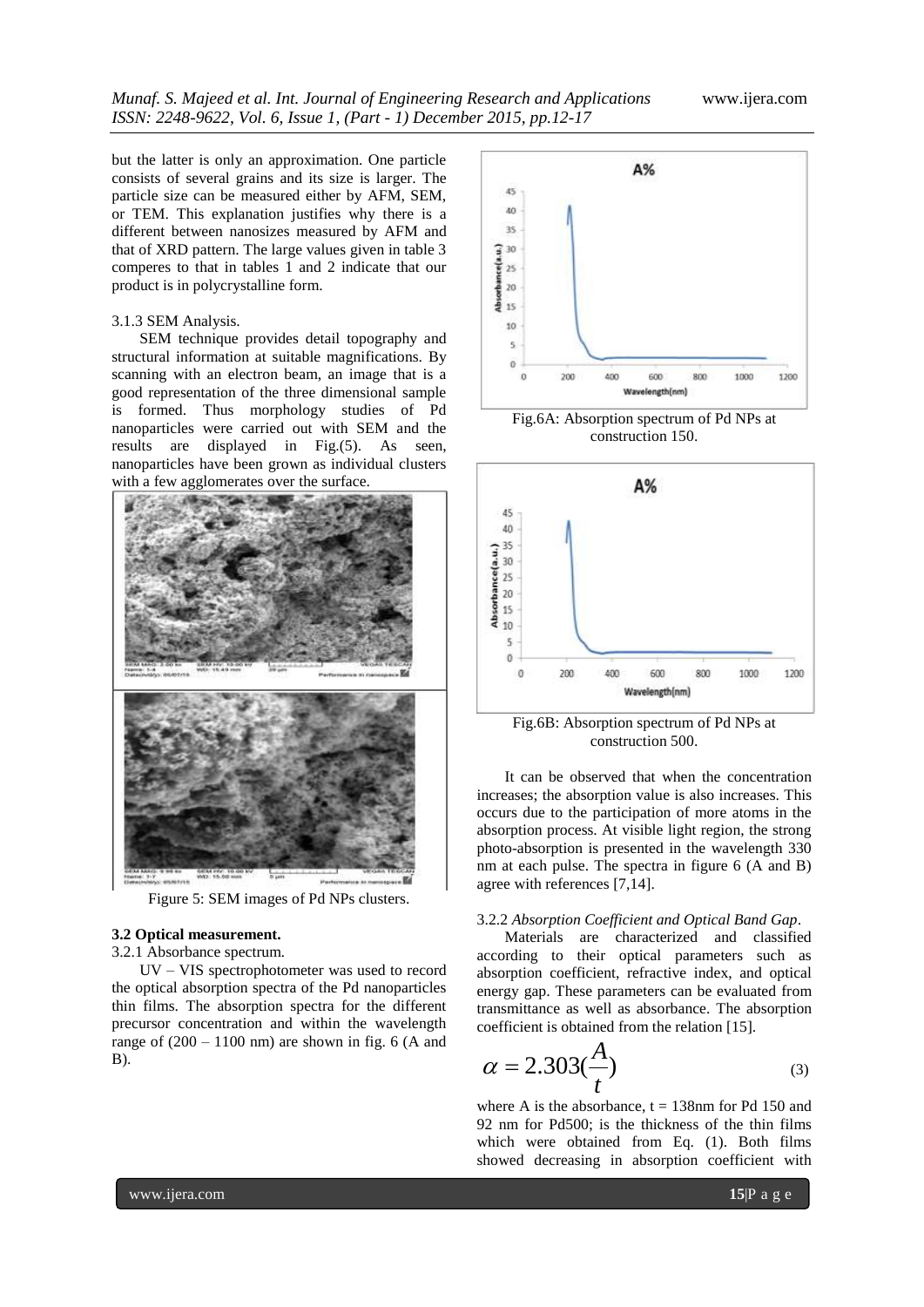but the latter is only an approximation. One particle consists of several grains and its size is larger. The particle size can be measured either by AFM, SEM, or TEM. This explanation justifies why there is a different between nanosizes measured by AFM and that of XRD pattern. The large values given in table 3 comperes to that in tables 1 and 2 indicate that our product is in polycrystalline form.

3.1.3 SEM Analysis.

SEM technique provides detail topography and structural information at suitable magnifications. By scanning with an electron beam, an image that is a good representation of the three dimensional sample is formed. Thus morphology studies of Pd nanoparticles were carried out with SEM and the results are displayed in Fig.(5). As seen, nanoparticles have been grown as individual clusters with a few agglomerates over the surface.

Figure 5: SEM images of Pd NPs clusters.

### 3.2 Optical measurement.

3.2.1 Absorbance spectrum.

UV – VIS spectrophotometer was used to record the optical absorption spectra of the Pd nanoparticles thin films. The absorption spectra for the different precursor concentration and within the wavelength range of (200 – 1100 nm) are shown in fig. 6 (A and B).

Fig.6A: Absorption spectrum of Pd NPs at construction 150.

Fig.6B: Absorption spectrum of Pd NPs at construction 500.

It can be observed that when the concentration increases; the absorption value is also increases. This occurs due to the participation of more atoms in the absorption process. At visible light region, the strong photo-absorption is presented in the wavelength 330 nm at each pulse. The spectra in figure 6 (A and B) agree with references [7,14].

3.2.2 *Absorption Coefficient and Optical Band Gap*.

Materials are characterized and classified according to their optical parameters such as absorption coefficient, refractive index, and optical energy gap. These parameters can be evaluated from transmittance as well as absorbance. The absorption coefficient is obtained from the relation [15].

$$\alpha = 2.303(\frac{A}{t}) \qquad (3)$$

where A is the absorbance, t = 138nm for Pd 150 and 92 nm for Pd500; is the thickness of the thin films which were obtained from Eq. (1). Both films showed decreasing in absorption coefficient with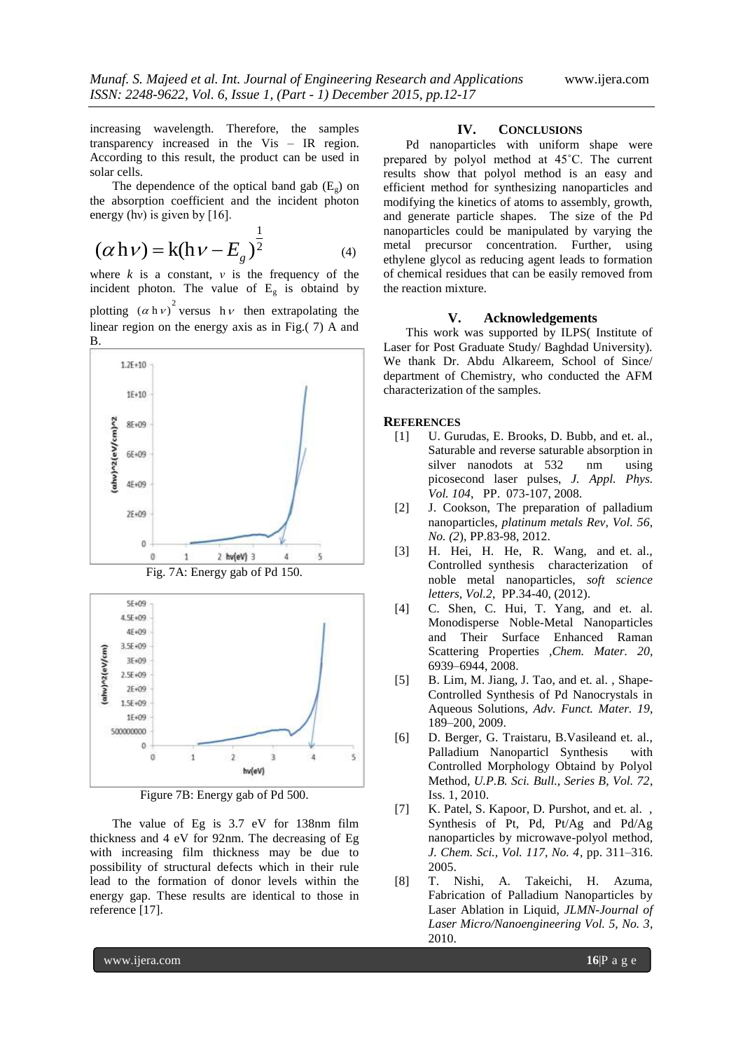increasing wavelength. Therefore, the samples transparency increased in the Vis – IR region. According to this result, the product can be used in solar cells.

The dependence of the optical band gab ($E_g$) on the absorption coefficient and the incident photon energy (hν) is given by [16].

$$(\alpha h\nu) = k(h\nu - E_g)^{\frac{1}{2}} \qquad (4)$$

where $k$ is a constant, $\nu$ is the frequency of the incident photon. The value of $E_g$ is obtaind by plotting $(\alpha h\nu)^2$ versus $h\nu$ then extrapolating the linear region on the energy axis as in Fig.( 7) A and B.

Fig. 7A: Energy gab of Pd 150.

Figure 7B: Energy gab of Pd 500.

The value of Eg is 3.7 eV for 138nm film thickness and 4 eV for 92nm. The decreasing of Eg with increasing film thickness may be due to possibility of structural defects which in their rule lead to the formation of donor levels within the energy gap. These results are identical to those in reference [17].

## IV. CONCLUSIONS

Pd nanoparticles with uniform shape were prepared by polyol method at 45˚C. The current results show that polyol method is an easy and efficient method for synthesizing nanoparticles and modifying the kinetics of atoms to assembly, growth, and generate particle shapes. The size of the Pd nanoparticles could be manipulated by varying the metal precursor concentration. Further, using ethylene glycol as reducing agent leads to formation of chemical residues that can be easily removed from the reaction mixture.

## V. Acknowledgements

This work was supported by ILPS( Institute of Laser for Post Graduate Study/ Baghdad University). We thank Dr. Abdu Alkareem, School of Since/ department of Chemistry, who conducted the AFM characterization of the samples.

## REFERENCES

[1] U. Gurudas, E. Brooks, D. Bubb, and et. al., Saturable and reverse saturable absorption in silver nanodots at 532 nm using picosecond laser pulses, *J. Appl. Phys. Vol. 104*, PP. 073-107, 2008.

[2] J. Cookson, The preparation of palladium nanoparticles, *platinum metals Rev, Vol. 56, No. (2*), PP.83-98, 2012.

[3] H. Hei, H. He, R. Wang, and et. al., Controlled synthesis characterization of noble metal nanoparticles, *soft science letters, Vol.2*, PP.34-40, (2012).

[4] C. Shen, C. Hui, T. Yang, and et. al. Monodisperse Noble-Metal Nanoparticles and Their Surface Enhanced Raman Scattering Properties ,*Chem. Mater. 20*, 6939–6944, 2008.

[5] B. Lim, M. Jiang, J. Tao, and et. al. , Shape-Controlled Synthesis of Pd Nanocrystals in Aqueous Solutions, *Adv. Funct. Mater. 19*, 189–200, 2009.

[6] D. Berger, G. Traistaru, B.Vasileand et. al., Palladium Nanoparticl Synthesis with Controlled Morphology Obtaind by Polyol Method, *U.P.B. Sci. Bull., Series B, Vol. 72*, Iss. 1, 2010.

[7] K. Patel, S. Kapoor, D. Purshot, and et. al. , Synthesis of Pt, Pd, Pt/Ag and Pd/Ag nanoparticles by microwave-polyol method, *J. Chem. Sci., Vol. 117, No. 4*, pp. 311–316. 2005.

[8] T. Nishi, A. Takeichi, H. Azuma, Fabrication of Palladium Nanoparticles by Laser Ablation in Liquid, *JLMN-Journal of Laser Micro/Nanoengineering Vol. 5, No. 3*, 2010.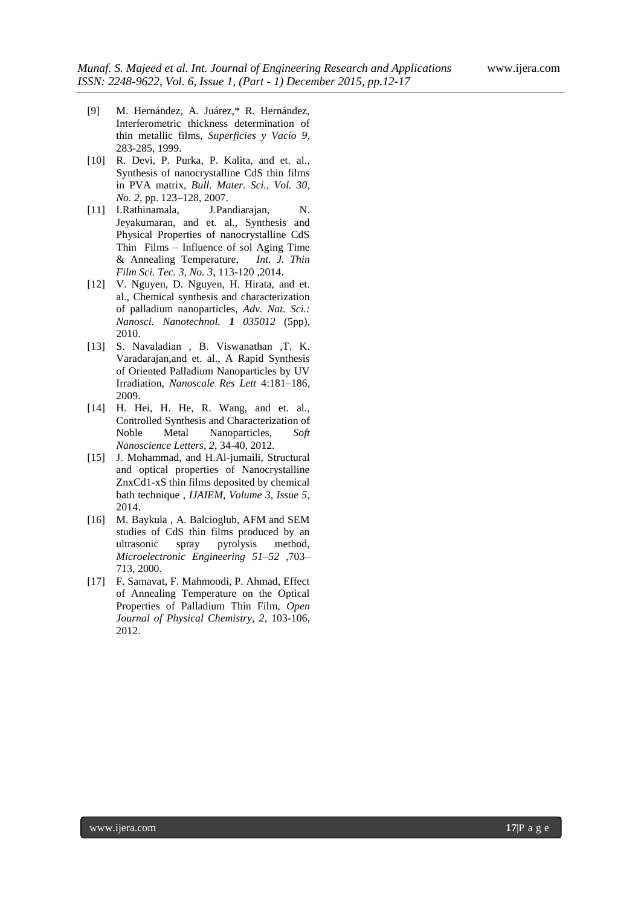[9] M. Hernández, A. Juárez,* R. Hernández, Interferometric thickness determination of thin metallic films, *Superficies y Vacío 9*, 283-285, 1999.

[10] R. Devi, P. Purka, P. Kalita, and et. al., Synthesis of nanocrystalline CdS thin films in PVA matrix, *Bull. Mater. Sci., Vol. 30, No. 2*, pp. 123–128, 2007.

[11] I.Rathinamala, J.Pandiarajan, N. Jeyakumaran, and et. al., Synthesis and Physical Properties of nanocrystalline CdS Thin Films – Influence of sol Aging Time & Annealing Temperature, *Int. J. Thin Film Sci. Tec. 3, No. 3*, 113-120 ,2014.

[12] V. Nguyen, D. Nguyen, H. Hirata, and et. al., Chemical synthesis and characterization of palladium nanoparticles, *Adv. Nat. Sci.: Nanosci. Nanotechnol.* ***1*** *035012* (5pp), 2010.

[13] S. Navaladian , B. Viswanathan ,T. K. Varadarajan,and et. al., A Rapid Synthesis of Oriented Palladium Nanoparticles by UV Irradiation, *Nanoscale Res Lett* 4:181–186, 2009.

[14] H. Hei, H. He, R. Wang, and et. al., Controlled Synthesis and Characterization of Noble Metal Nanoparticles, *Soft Nanoscience Letters, 2*, 34-40, 2012.

[15] J. Mohammad, and H.Al-jumaili, Structural and optical properties of Nanocrystalline ZnxCd1-xS thin films deposited by chemical bath technique , *IJAIEM, Volume 3, Issue 5*, 2014.

[16] M. Baykula , A. Balcioglub, AFM and SEM studies of CdS thin films produced by an ultrasonic spray pyrolysis method, *Microelectronic Engineering 51–52* ,703–713, 2000.

[17] F. Samavat, F. Mahmoodi, P. Ahmad, Effect of Annealing Temperature on the Optical Properties of Palladium Thin Film, *Open Journal of Physical Chemistry, 2*, 103-106, 2012.